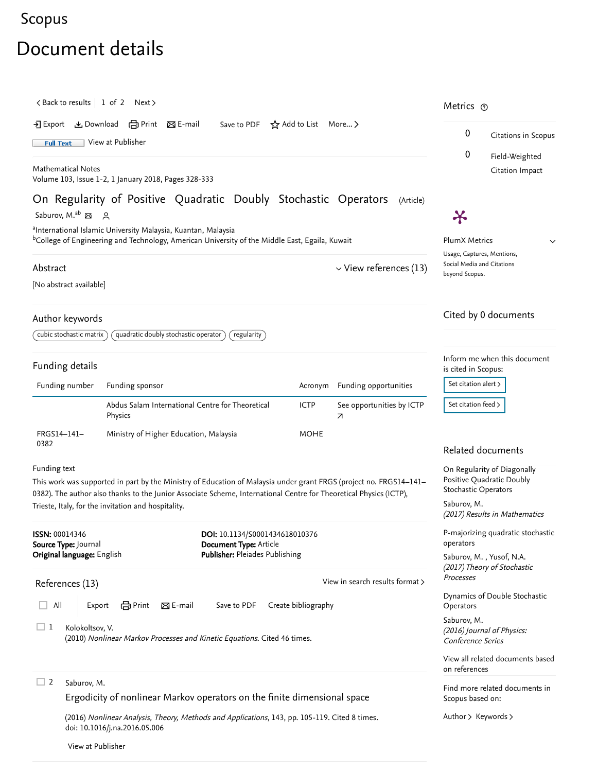Scopus

# Document details

< Back to results | 1 of 2 Next >

Export Download Print E-mail Save to PDF Add to List More... >

Full Text View at Publisher

Mathematical Notes
Volume 103, Issue 1-2, 1 January 2018, Pages 328-333

## On Regularity of Positive Quadratic Doubly Stochastic Operators (Article)

Saburov, M.[a,b]

[a]International Islamic University Malaysia, Kuantan, Malaysia
[b]College of Engineering and Technology, American University of the Middle East, Egaila, Kuwait

### Abstract

View references (13)

[No abstract available]

### Author keywords

cubic stochastic matrix | quadratic doubly stochastic operator | regularity

### Funding details

| Funding number | Funding sponsor | Acronym | Funding opportunities |
|---|---|---|---|
| | Abdus Salam International Centre for Theoretical Physics | ICTP | See opportunities by ICTP ↗ |
| FRGS14–141–0382 | Ministry of Higher Education, Malaysia | MOHE | |

Funding text

This work was supported in part by the Ministry of Education of Malaysia under grant FRGS (project no. FRGS14–141–0382). The author also thanks to the Junior Associate Scheme, International Centre for Theoretical Physics (ICTP), Trieste, Italy, for the invitation and hospitality.

**ISSN:** 00014346
**Source Type:** Journal
**Original language:** English
**DOI:** 10.1134/S0001434618010376
**Document Type:** Article
**Publisher:** Pleiades Publishing

### References (13)

View in search results format >

All Export Print E-mail Save to PDF Create bibliography

1. Kolokoltsov, V.
(2010) *Nonlinear Markov Processes and Kinetic Equations*. Cited 46 times.

2. Saburov, M.
Ergodicity of nonlinear Markov operators on the finite dimensional space
(2016) *Nonlinear Analysis, Theory, Methods and Applications*, 143, pp. 105-119. Cited 8 times.
doi: 10.1016/j.na.2016.05.006
View at Publisher

### Metrics

0 Citations in Scopus

0 Field-Weighted Citation Impact

PlumX Metrics

Usage, Captures, Mentions, Social Media and Citations beyond Scopus.

### Cited by 0 documents

Inform me when this document is cited in Scopus:

Set citation alert >

Set citation feed >

### Related documents

On Regularity of Diagonally Positive Quadratic Doubly Stochastic Operators
Saburov, M.
*(2017) Results in Mathematics*

P-majorizing quadratic stochastic operators
Saburov, M. , Yusof, N.A.
*(2017) Theory of Stochastic Processes*

Dynamics of Double Stochastic Operators
Saburov, M.
*(2016) Journal of Physics: Conference Series*

View all related documents based on references

Find more related documents in Scopus based on:

Author > Keywords >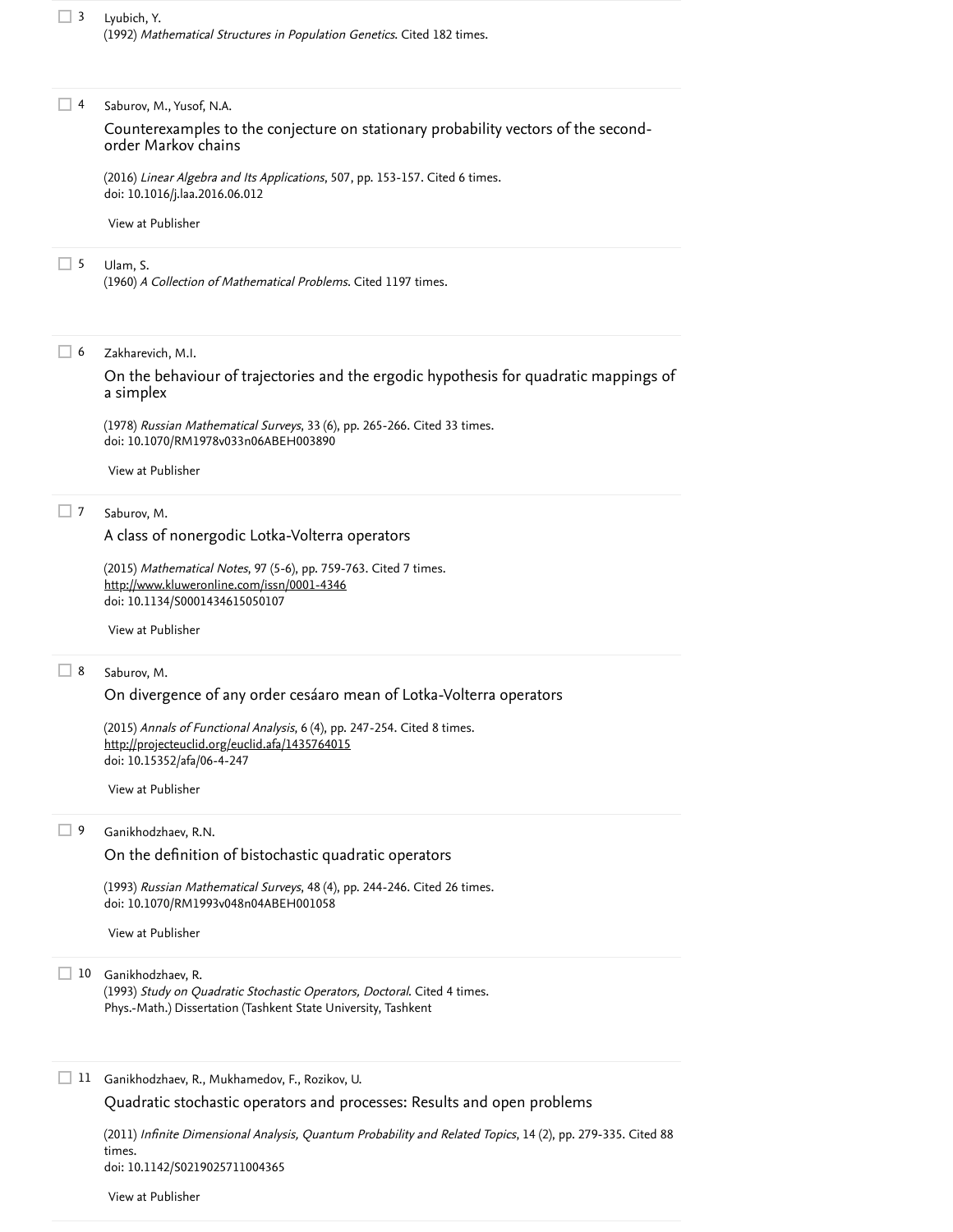3 Lyubich, Y.
(1992) *Mathematical Structures in Population Genetics*. Cited 182 times.

4 Saburov, M., Yusof, N.A.

Counterexamples to the conjecture on stationary probability vectors of the second-order Markov chains

(2016) *Linear Algebra and Its Applications*, 507, pp. 153-157. Cited 6 times.
doi: 10.1016/j.laa.2016.06.012

View at Publisher

5 Ulam, S.
(1960) *A Collection of Mathematical Problems*. Cited 1197 times.

6 Zakharevich, M.I.

On the behaviour of trajectories and the ergodic hypothesis for quadratic mappings of a simplex

(1978) *Russian Mathematical Surveys*, 33 (6), pp. 265-266. Cited 33 times.
doi: 10.1070/RM1978v033n06ABEH003890

View at Publisher

7 Saburov, M.

A class of nonergodic Lotka-Volterra operators

(2015) *Mathematical Notes*, 97 (5-6), pp. 759-763. Cited 7 times.
http://www.kluweronline.com/issn/0001-4346
doi: 10.1134/S0001434615050107

View at Publisher

8 Saburov, M.

On divergence of any order cesáaro mean of Lotka-Volterra operators

(2015) *Annals of Functional Analysis*, 6 (4), pp. 247-254. Cited 8 times.
http://projecteuclid.org/euclid.afa/1435764015
doi: 10.15352/afa/06-4-247

View at Publisher

9 Ganikhodzhaev, R.N.

On the definition of bistochastic quadratic operators

(1993) *Russian Mathematical Surveys*, 48 (4), pp. 244-246. Cited 26 times.
doi: 10.1070/RM1993v048n04ABEH001058

View at Publisher

10 Ganikhodzhaev, R.
(1993) *Study on Quadratic Stochastic Operators, Doctoral*. Cited 4 times.
Phys.-Math.) Dissertation (Tashkent State University, Tashkent

11 Ganikhodzhaev, R., Mukhamedov, F., Rozikov, U.

Quadratic stochastic operators and processes: Results and open problems

(2011) *Infinite Dimensional Analysis, Quantum Probability and Related Topics*, 14 (2), pp. 279-335. Cited 88 times.
doi: 10.1142/S0219025711004365

View at Publisher